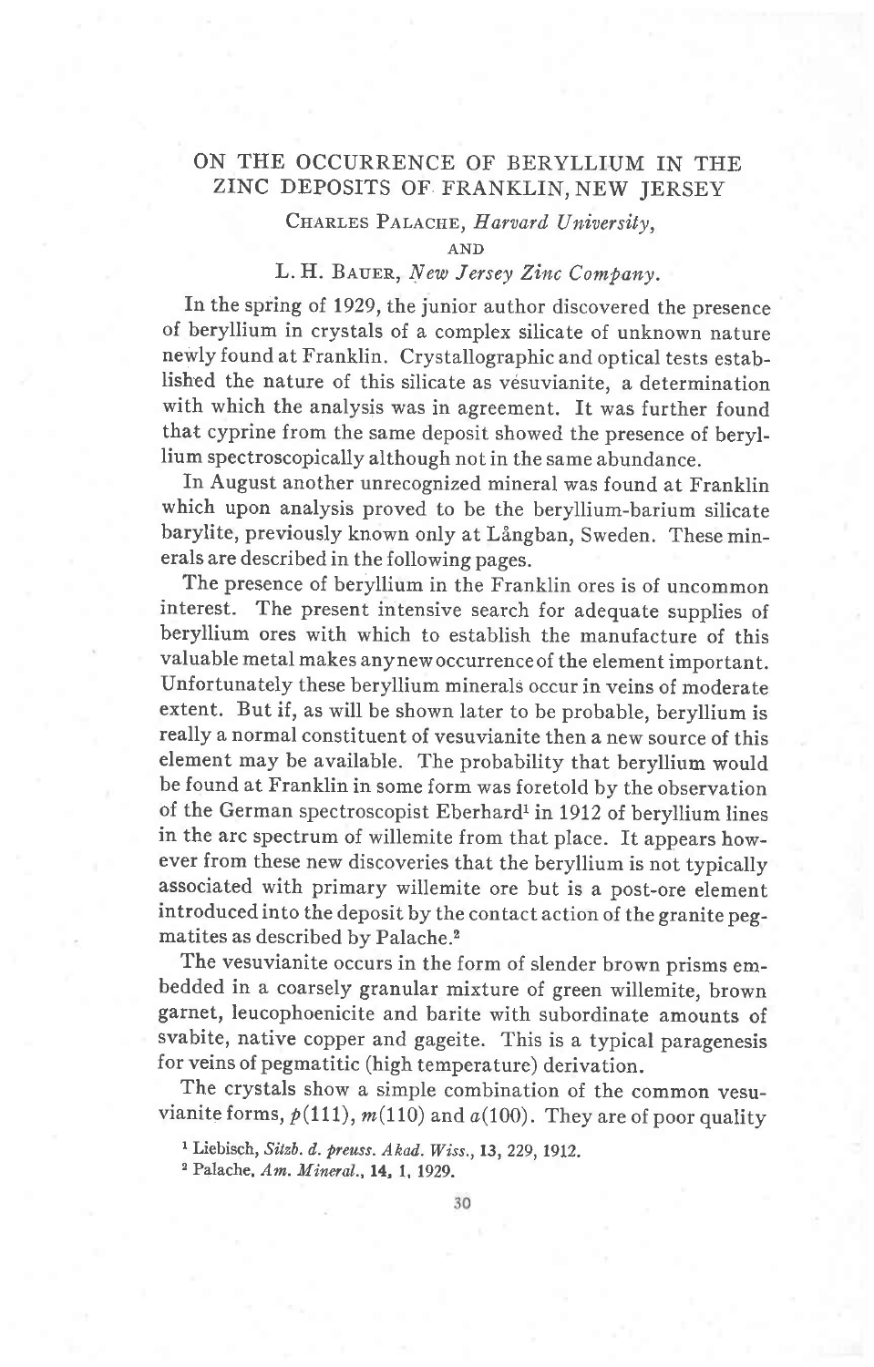# ON THE OCCURRENCE OF BERYLLIUM IN THE ZINC DEPOSITS OF FRANKLIN, NEW JERSEY

CHARLES PALACHE, *Harvard University*,

AND

L. H. BAUER, *New Jersey Zinc Company*.

In the spring of 1929, the junior author discovered the presence of beryllium in crystals of a complex silicate of unknown nature newly found at Franklin. Crystallographic and optical tests established the nature of this silicate as vesuvianite, a determination with which the analysis was in agreement. It was further found that cyprine from the same deposit showed the presence of beryllium spectroscopically although not in the same abundance.

In August another unrecognized mineral was found at Franklin which upon analysis proved to be the beryllium-barium silicate barylite, previously known only at Långban, Sweden. These minerals are described in the following pages.

The presence of beryllium in the Franklin ores is of uncommon interest. The present intensive search for adequate supplies of beryllium ores with which to establish the manufacture of this valuable metal makes any new occurrence of the element important. Unfortunately these beryllium minerals occur in veins of moderate extent. But if, as will be shown later to be probable, beryllium is really a normal constituent of vesuvianite then a new source of this element may be available. The probability that beryllium would be found at Franklin in some form was foretold by the observation of the German spectroscopist Eberhard[1] in 1912 of beryllium lines in the arc spectrum of willemite from that place. It appears however from these new discoveries that the beryllium is not typically associated with primary willemite ore but is a post-ore element introduced into the deposit by the contact action of the granite pegmatites as described by Palache.[2]

The vesuvianite occurs in the form of slender brown prisms embedded in a coarsely granular mixture of green willemite, brown garnet, leucophoenicite and barite with subordinate amounts of svabite, native copper and gageite. This is a typical paragenesis for veins of pegmatitic (high temperature) derivation.

The crystals show a simple combination of the common vesuvianite forms, $p(111)$, $m(110)$ and $a(100)$. They are of poor quality

[1] Liebisch, *Sitzb. d. preuss. Akad. Wiss.*, **13**, 229, 1912.

[2] Palache, *Am. Mineral.*, **14**, 1, 1929.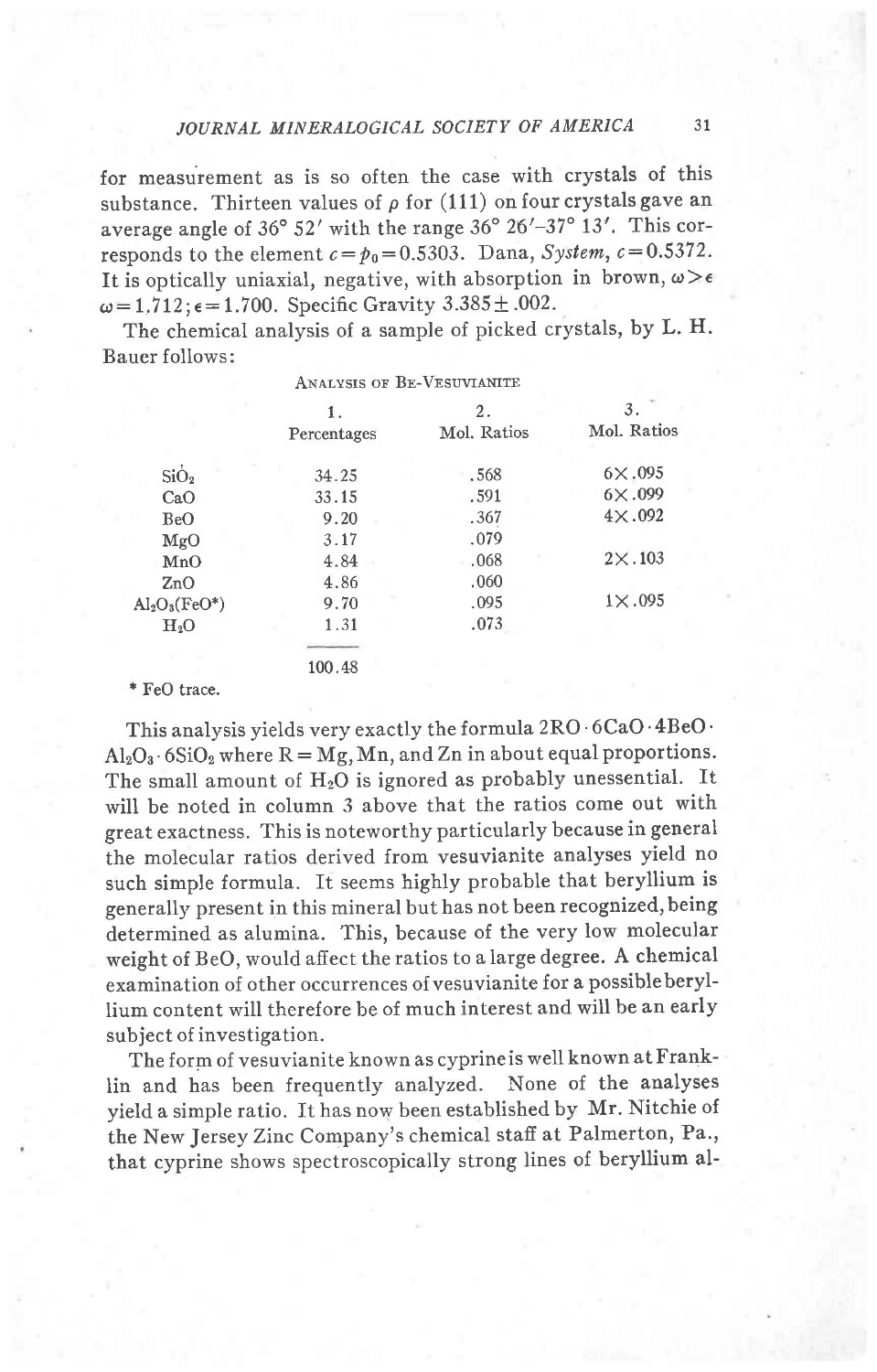for measurement as is so often the case with crystals of this substance. Thirteen values of $\rho$ for (111) on four crystals gave an average angle of 36° 52′ with the range 36° 26′–37° 13′. This corresponds to the element $c = p_0 = 0.5303$. Dana, *System*, $c = 0.5372$. It is optically uniaxial, negative, with absorption in brown, $\omega > \epsilon$ $\omega = 1.712$; $\epsilon = 1.700$. Specific Gravity 3.385 ± .002.

The chemical analysis of a sample of picked crystals, by L. H. Bauer follows:

Analysis of Be-Vesuvianite

| | 1. Percentages | 2. Mol. Ratios | 3. Mol. Ratios |
|---|---|---|---|
| $SiO_2$ | 34.25 | .568 | 6×.095 |
| CaO | 33.15 | .591 | 6×.099 |
| BeO | 9.20 | .367 | 4×.092 |
| MgO | 3.17 | .079 | |
| MnO | 4.84 | .068 | 2×.103 |
| ZnO | 4.86 | .060 | |
| $Al_2O_3$(FeO*) | 9.70 | .095 | 1×.095 |
| $H_2O$ | 1.31 | .073 | |
| | 100.48 | | |

\* FeO trace.

This analysis yields very exactly the formula $2RO \cdot 6CaO \cdot 4BeO \cdot Al_2O_3 \cdot 6SiO_2$ where R = Mg, Mn, and Zn in about equal proportions. The small amount of $H_2O$ is ignored as probably unessential. It will be noted in column 3 above that the ratios come out with great exactness. This is noteworthy particularly because in general the molecular ratios derived from vesuvianite analyses yield no such simple formula. It seems highly probable that beryllium is generally present in this mineral but has not been recognized, being determined as alumina. This, because of the very low molecular weight of BeO, would affect the ratios to a large degree. A chemical examination of other occurrences of vesuvianite for a possible beryllium content will therefore be of much interest and will be an early subject of investigation.

The form of vesuvianite known as cyprine is well known at Franklin and has been frequently analyzed. None of the analyses yield a simple ratio. It has now been established by Mr. Nitchie of the New Jersey Zinc Company's chemical staff at Palmerton, Pa., that cyprine shows spectroscopically strong lines of beryllium al-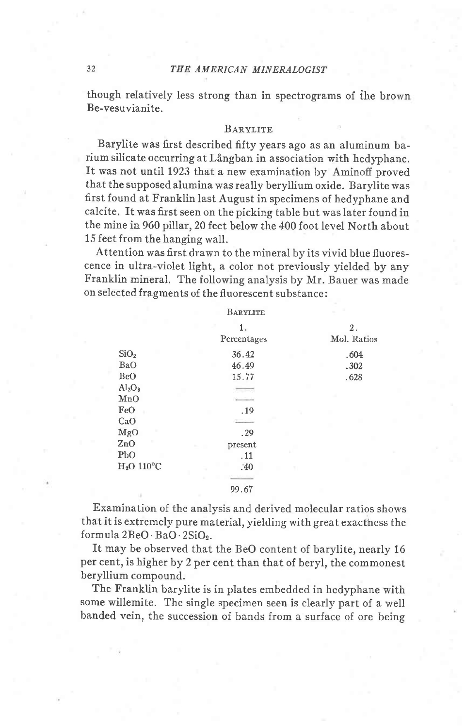though relatively less strong than in spectrograms of the brown Be-vesuvianite.

## Barylite

Barylite was first described fifty years ago as an aluminum barium silicate occurring at Långban in association with hedyphane. It was not until 1923 that a new examination by Aminoff proved that the supposed alumina was really beryllium oxide. Barylite was first found at Franklin last August in specimens of hedyphane and calcite. It was first seen on the picking table but was later found in the mine in 960 pillar, 20 feet below the 400 foot level North about 15 feet from the hanging wall.

Attention was first drawn to the mineral by its vivid blue fluorescence in ultra-violet light, a color not previously yielded by any Franklin mineral. The following analysis by Mr. Bauer was made on selected fragments of the fluorescent substance:

Barylite

| | 1. Percentages | 2. Mol. Ratios |
|---|---|---|
| $SiO_2$ | 36.42 | .604 |
| BaO | 46.49 | .302 |
| BeO | 15.77 | .628 |
| $Al_2O_3$ | — | |
| MnO | — | |
| FeO | .19 | |
| CaO | — | |
| MgO | .29 | |
| ZnO | present | |
| PbO | .11 | |
| $H_2O$ 110°C | .40 | |
| | 99.67 | |

Examination of the analysis and derived molecular ratios shows that it is extremely pure material, yielding with great exactness the formula $2BeO \cdot BaO \cdot 2SiO_2$.

It may be observed that the BeO content of barylite, nearly 16 per cent, is higher by 2 per cent than that of beryl, the commonest beryllium compound.

The Franklin barylite is in plates embedded in hedyphane with some willemite. The single specimen seen is clearly part of a well banded vein, the succession of bands from a surface of ore being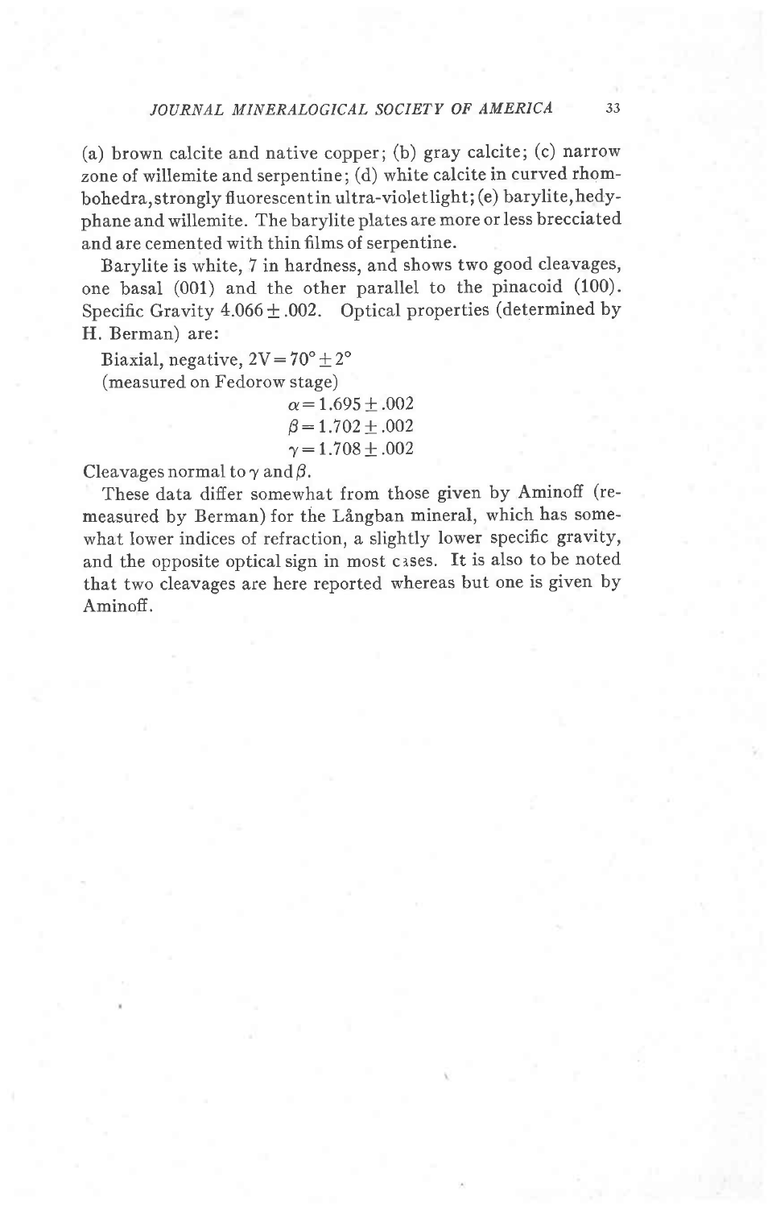(a) brown calcite and native copper; (b) gray calcite; (c) narrow zone of willemite and serpentine; (d) white calcite in curved rhombohedra, strongly fluorescent in ultra-violet light; (e) barylite, hedyphane and willemite. The barylite plates are more or less brecciated and are cemented with thin films of serpentine.

Barylite is white, 7 in hardness, and shows two good cleavages, one basal (001) and the other parallel to the pinacoid (100). Specific Gravity $4.066 \pm .002$. Optical properties (determined by H. Berman) are:

Biaxial, negative, $2V = 70° \pm 2°$
(measured on Fedorow stage)

$$\alpha = 1.695 \pm .002$$
$$\beta = 1.702 \pm .002$$
$$\gamma = 1.708 \pm .002$$

Cleavages normal to $\gamma$ and $\beta$.

These data differ somewhat from those given by Aminoff (remeasured by Berman) for the Långban mineral, which has somewhat lower indices of refraction, a slightly lower specific gravity, and the opposite optical sign in most cases. It is also to be noted that two cleavages are here reported whereas but one is given by Aminoff.